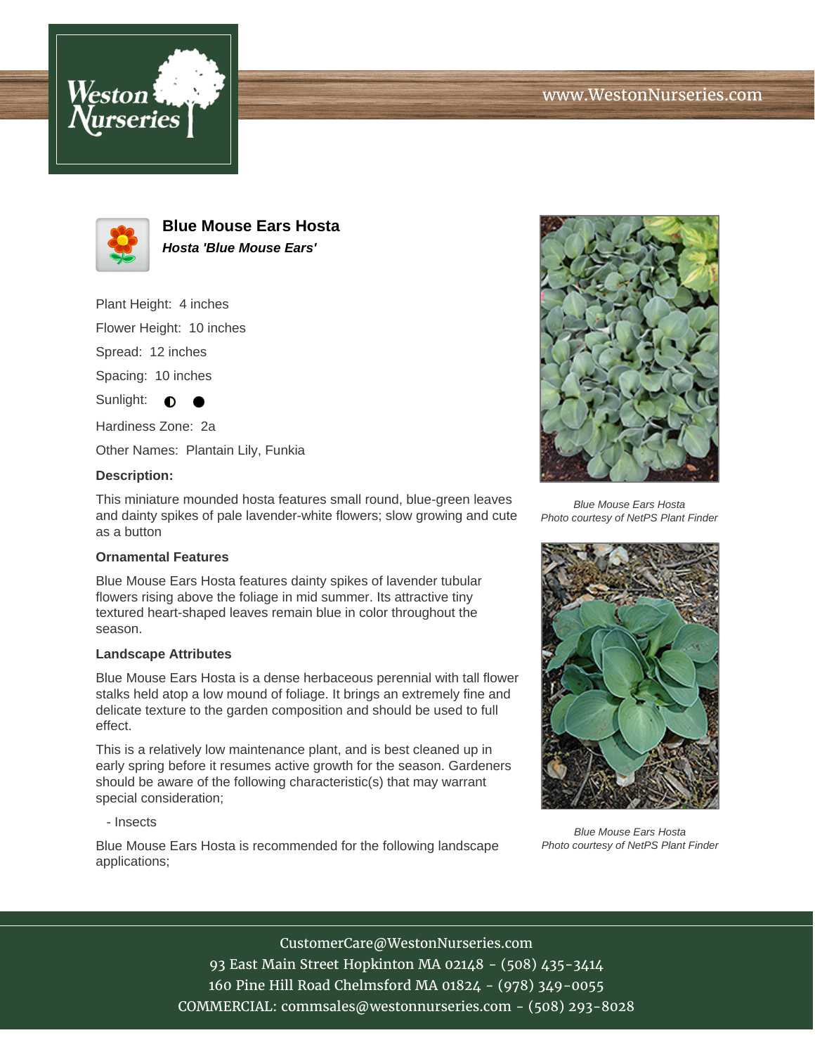# Blue Mouse Ears Hosta

***Hosta 'Blue Mouse Ears'***

Plant Height: 4 inches

Flower Height: 10 inches

Spread: 12 inches

Spacing: 10 inches

Sunlight: ◐ ●

Hardiness Zone: 2a

Other Names: Plantain Lily, Funkia

**Description:**

This miniature mounded hosta features small round, blue-green leaves and dainty spikes of pale lavender-white flowers; slow growing and cute as a button

### Ornamental Features

Blue Mouse Ears Hosta features dainty spikes of lavender tubular flowers rising above the foliage in mid summer. Its attractive tiny textured heart-shaped leaves remain blue in color throughout the season.

### Landscape Attributes

Blue Mouse Ears Hosta is a dense herbaceous perennial with tall flower stalks held atop a low mound of foliage. It brings an extremely fine and delicate texture to the garden composition and should be used to full effect.

This is a relatively low maintenance plant, and is best cleaned up in early spring before it resumes active growth for the season. Gardeners should be aware of the following characteristic(s) that may warrant special consideration;

- Insects

Blue Mouse Ears Hosta is recommended for the following landscape applications;

*Blue Mouse Ears Hosta*
*Photo courtesy of NetPS Plant Finder*

*Blue Mouse Ears Hosta*
*Photo courtesy of NetPS Plant Finder*

CustomerCare@WestonNurseries.com
93 East Main Street Hopkinton MA 02148 - (508) 435-3414
160 Pine Hill Road Chelmsford MA 01824 - (978) 349-0055
COMMERCIAL: commsales@westonnurseries.com - (508) 293-8028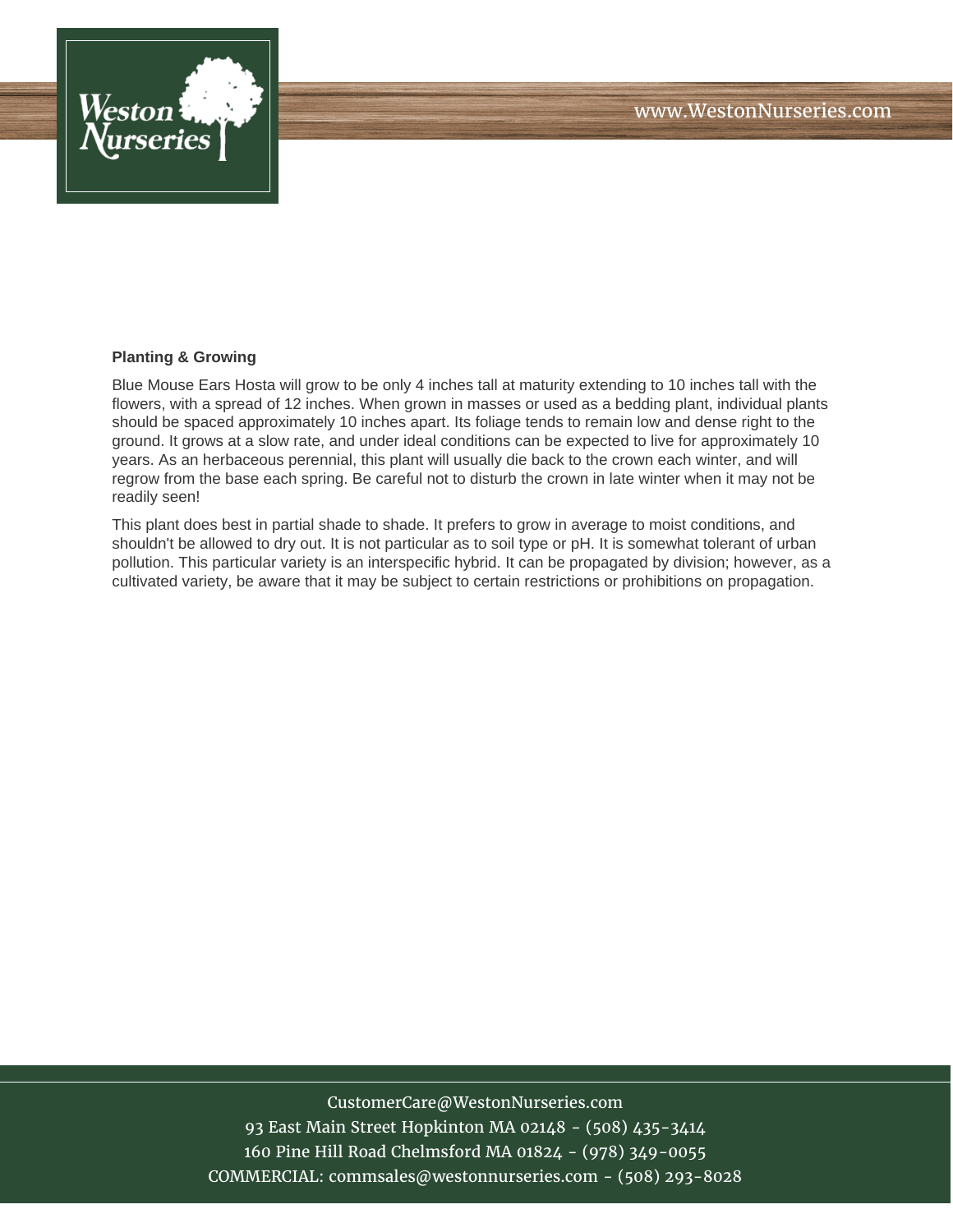### Planting & Growing

Blue Mouse Ears Hosta will grow to be only 4 inches tall at maturity extending to 10 inches tall with the flowers, with a spread of 12 inches. When grown in masses or used as a bedding plant, individual plants should be spaced approximately 10 inches apart. Its foliage tends to remain low and dense right to the ground. It grows at a slow rate, and under ideal conditions can be expected to live for approximately 10 years. As an herbaceous perennial, this plant will usually die back to the crown each winter, and will regrow from the base each spring. Be careful not to disturb the crown in late winter when it may not be readily seen!

This plant does best in partial shade to shade. It prefers to grow in average to moist conditions, and shouldn't be allowed to dry out. It is not particular as to soil type or pH. It is somewhat tolerant of urban pollution. This particular variety is an interspecific hybrid. It can be propagated by division; however, as a cultivated variety, be aware that it may be subject to certain restrictions or prohibitions on propagation.